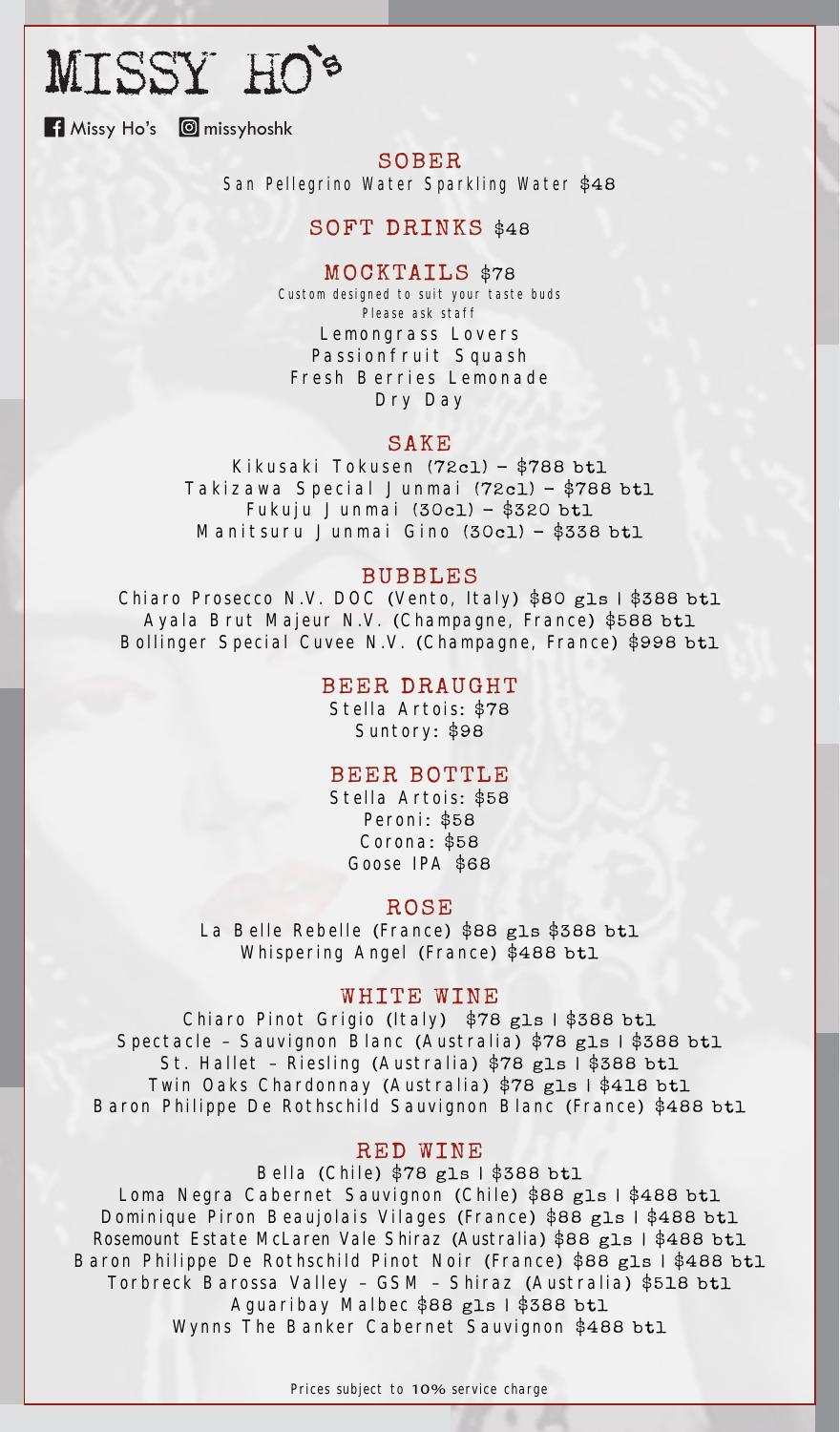# MISSY HO's

Missy Ho's | missyhoshk

## SOBER

San Pellegrino Water Sparkling Water $48

## SOFT DRINKS $48

## MOCKTAILS $78

Custom designed to suit your taste buds
Please ask staff

Lemongrass Lovers
Passionfruit Squash
Fresh Berries Lemonade
Dry Day

## SAKE

Kikusaki Tokusen (72cl) – $788 btl
Takizawa Special Junmai (72cl) – $788 btl
Fukuju Junmai (30cl) – $320 btl
Manitsuru Junmai Gino (30cl) – $338 btl

## BUBBLES

Chiaro Prosecco N.V. DOC (Vento, Italy) $80 gls | $388 btl
Ayala Brut Majeur N.V. (Champagne, France) $588 btl
Bollinger Special Cuvee N.V. (Champagne, France) $998 btl

## BEER DRAUGHT

Stella Artois: $78
Suntory: $98

## BEER BOTTLE

Stella Artois: $58
Peroni: $58
Corona: $58
Goose IPA $68

## ROSE

La Belle Rebelle (France) $88 gls $388 btl
Whispering Angel (France) $488 btl

## WHITE WINE

Chiaro Pinot Grigio (Italy) $78 gls | $388 btl
Spectacle – Sauvignon Blanc (Australia) $78 gls | $388 btl
St. Hallet – Riesling (Australia) $78 gls | $388 btl
Twin Oaks Chardonnay (Australia) $78 gls | $418 btl
Baron Philippe De Rothschild Sauvignon Blanc (France) $488 btl

## RED WINE

Bella (Chile) $78 gls | $388 btl
Loma Negra Cabernet Sauvignon (Chile) $88 gls | $488 btl
Dominique Piron Beaujolais Vilages (France) $88 gls | $488 btl
Rosemount Estate McLaren Vale Shiraz (Australia) $88 gls | $488 btl
Baron Philippe De Rothschild Pinot Noir (France) $88 gls | $488 btl
Torbreck Barossa Valley – GSM – Shiraz (Australia) $518 btl
Aguaribay Malbec $88 gls | $388 btl
Wynns The Banker Cabernet Sauvignon $488 btl

Prices subject to 10% service charge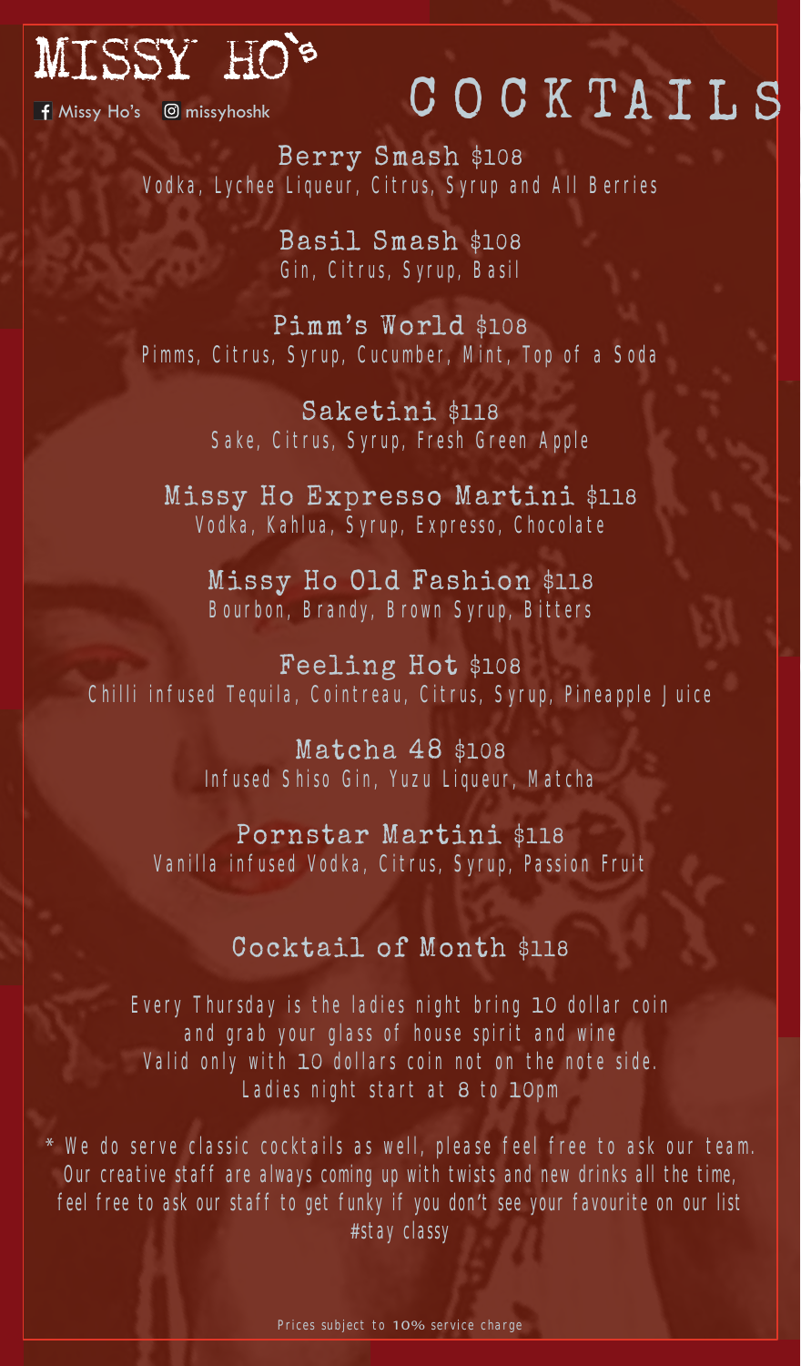# MISSY HO's

Missy Ho's · missyhoshk

# COCKTAILS

**Berry Smash** $108
Vodka, Lychee Liqueur, Citrus, Syrup and All Berries

**Basil Smash** $108
Gin, Citrus, Syrup, Basil

**Pimm's World** $108
Pimms, Citrus, Syrup, Cucumber, Mint, Top of a Soda

**Saketini** $118
Sake, Citrus, Syrup, Fresh Green Apple

**Missy Ho Expresso Martini** $118
Vodka, Kahlua, Syrup, Expresso, Chocolate

**Missy Ho Old Fashion** $118
Bourbon, Brandy, Brown Syrup, Bitters

**Feeling Hot** $108
Chilli infused Tequila, Cointreau, Citrus, Syrup, Pineapple Juice

**Matcha 48** $108
Infused Shiso Gin, Yuzu Liqueur, Matcha

**Pornstar Martini** $118
Vanilla infused Vodka, Citrus, Syrup, Passion Fruit

**Cocktail of Month** $118

Every Thursday is the ladies night bring 10 dollar coin
and grab your glass of house spirit and wine
Valid only with 10 dollars coin not on the note side.
Ladies night start at 8 to 10pm

* We do serve classic cocktails as well, please feel free to ask our team.
Our creative staff are always coming up with twists and new drinks all the time,
feel free to ask our staff to get funky if you don't see your favourite on our list
#stay classy

Prices subject to 10% service charge